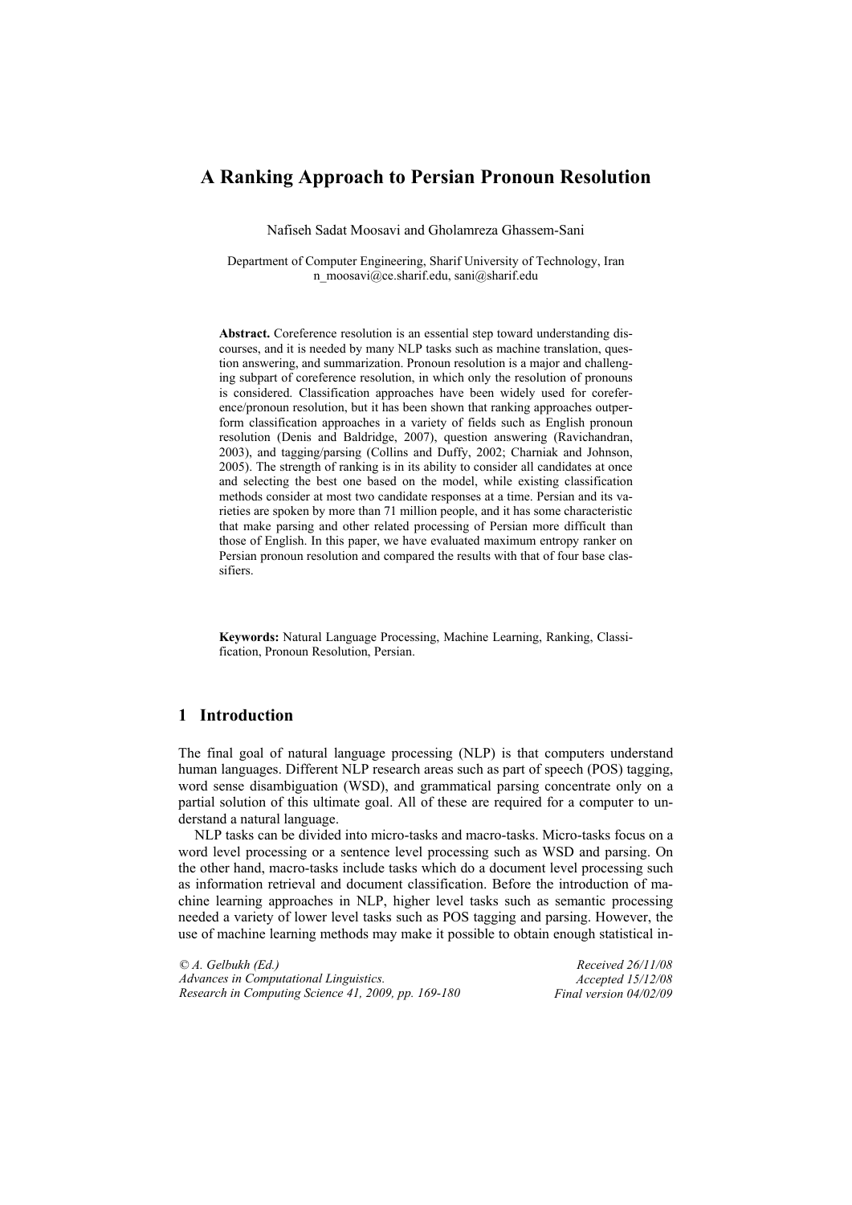# A Ranking Approach to Persian Pronoun Resolution

Nafiseh Sadat Moosavi and Gholamreza Ghassem-Sani

Department of Computer Engineering, Sharif University of Technology, Iran
n_moosavi@ce.sharif.edu, sani@sharif.edu

**Abstract.** Coreference resolution is an essential step toward understanding discourses, and it is needed by many NLP tasks such as machine translation, question answering, and summarization. Pronoun resolution is a major and challenging subpart of coreference resolution, in which only the resolution of pronouns is considered. Classification approaches have been widely used for coreference/pronoun resolution, but it has been shown that ranking approaches outperform classification approaches in a variety of fields such as English pronoun resolution (Denis and Baldridge, 2007), question answering (Ravichandran, 2003), and tagging/parsing (Collins and Duffy, 2002; Charniak and Johnson, 2005). The strength of ranking is in its ability to consider all candidates at once and selecting the best one based on the model, while existing classification methods consider at most two candidate responses at a time. Persian and its varieties are spoken by more than 71 million people, and it has some characteristic that make parsing and other related processing of Persian more difficult than those of English. In this paper, we have evaluated maximum entropy ranker on Persian pronoun resolution and compared the results with that of four base classifiers.

**Keywords:** Natural Language Processing, Machine Learning, Ranking, Classification, Pronoun Resolution, Persian.

## 1 Introduction

The final goal of natural language processing (NLP) is that computers understand human languages. Different NLP research areas such as part of speech (POS) tagging, word sense disambiguation (WSD), and grammatical parsing concentrate only on a partial solution of this ultimate goal. All of these are required for a computer to understand a natural language.

NLP tasks can be divided into micro-tasks and macro-tasks. Micro-tasks focus on a word level processing or a sentence level processing such as WSD and parsing. On the other hand, macro-tasks include tasks which do a document level processing such as information retrieval and document classification. Before the introduction of machine learning approaches in NLP, higher level tasks such as semantic processing needed a variety of lower level tasks such as POS tagging and parsing. However, the use of machine learning methods may make it possible to obtain enough statistical in-

*© A. Gelbukh (Ed.)*
*Advances in Computational Linguistics.*
*Research in Computing Science 41, 2009, pp. 169-180*

*Received 26/11/08*
*Accepted 15/12/08*
*Final version 04/02/09*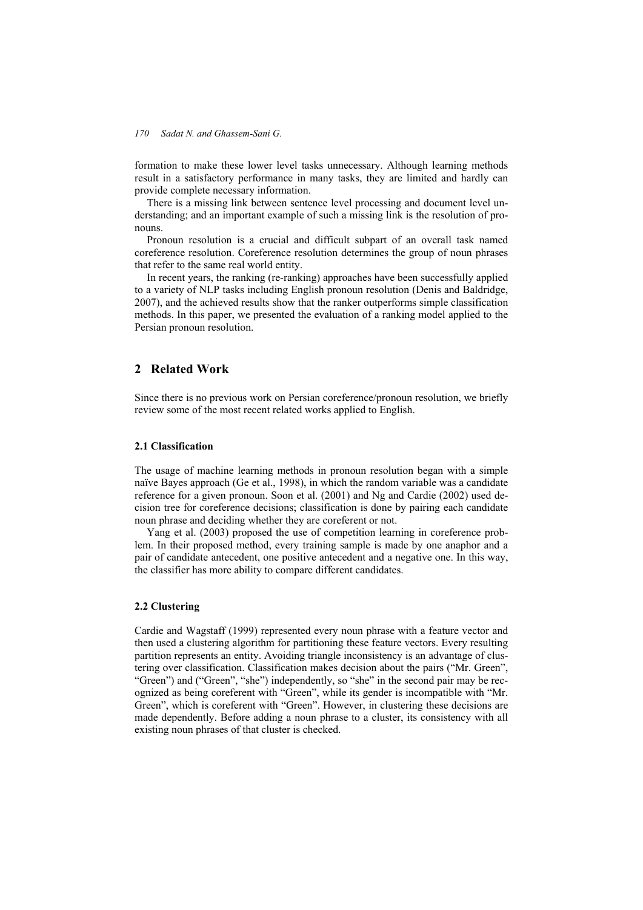formation to make these lower level tasks unnecessary. Although learning methods result in a satisfactory performance in many tasks, they are limited and hardly can provide complete necessary information.

There is a missing link between sentence level processing and document level understanding; and an important example of such a missing link is the resolution of pronouns.

Pronoun resolution is a crucial and difficult subpart of an overall task named coreference resolution. Coreference resolution determines the group of noun phrases that refer to the same real world entity.

In recent years, the ranking (re-ranking) approaches have been successfully applied to a variety of NLP tasks including English pronoun resolution (Denis and Baldridge, 2007), and the achieved results show that the ranker outperforms simple classification methods. In this paper, we presented the evaluation of a ranking model applied to the Persian pronoun resolution.

## 2 Related Work

Since there is no previous work on Persian coreference/pronoun resolution, we briefly review some of the most recent related works applied to English.

### 2.1 Classification

The usage of machine learning methods in pronoun resolution began with a simple naïve Bayes approach (Ge et al., 1998), in which the random variable was a candidate reference for a given pronoun. Soon et al. (2001) and Ng and Cardie (2002) used decision tree for coreference decisions; classification is done by pairing each candidate noun phrase and deciding whether they are coreferent or not.

Yang et al. (2003) proposed the use of competition learning in coreference problem. In their proposed method, every training sample is made by one anaphor and a pair of candidate antecedent, one positive antecedent and a negative one. In this way, the classifier has more ability to compare different candidates.

### 2.2 Clustering

Cardie and Wagstaff (1999) represented every noun phrase with a feature vector and then used a clustering algorithm for partitioning these feature vectors. Every resulting partition represents an entity. Avoiding triangle inconsistency is an advantage of clustering over classification. Classification makes decision about the pairs ("Mr. Green", "Green") and ("Green", "she") independently, so "she" in the second pair may be recognized as being coreferent with "Green", while its gender is incompatible with "Mr. Green", which is coreferent with "Green". However, in clustering these decisions are made dependently. Before adding a noun phrase to a cluster, its consistency with all existing noun phrases of that cluster is checked.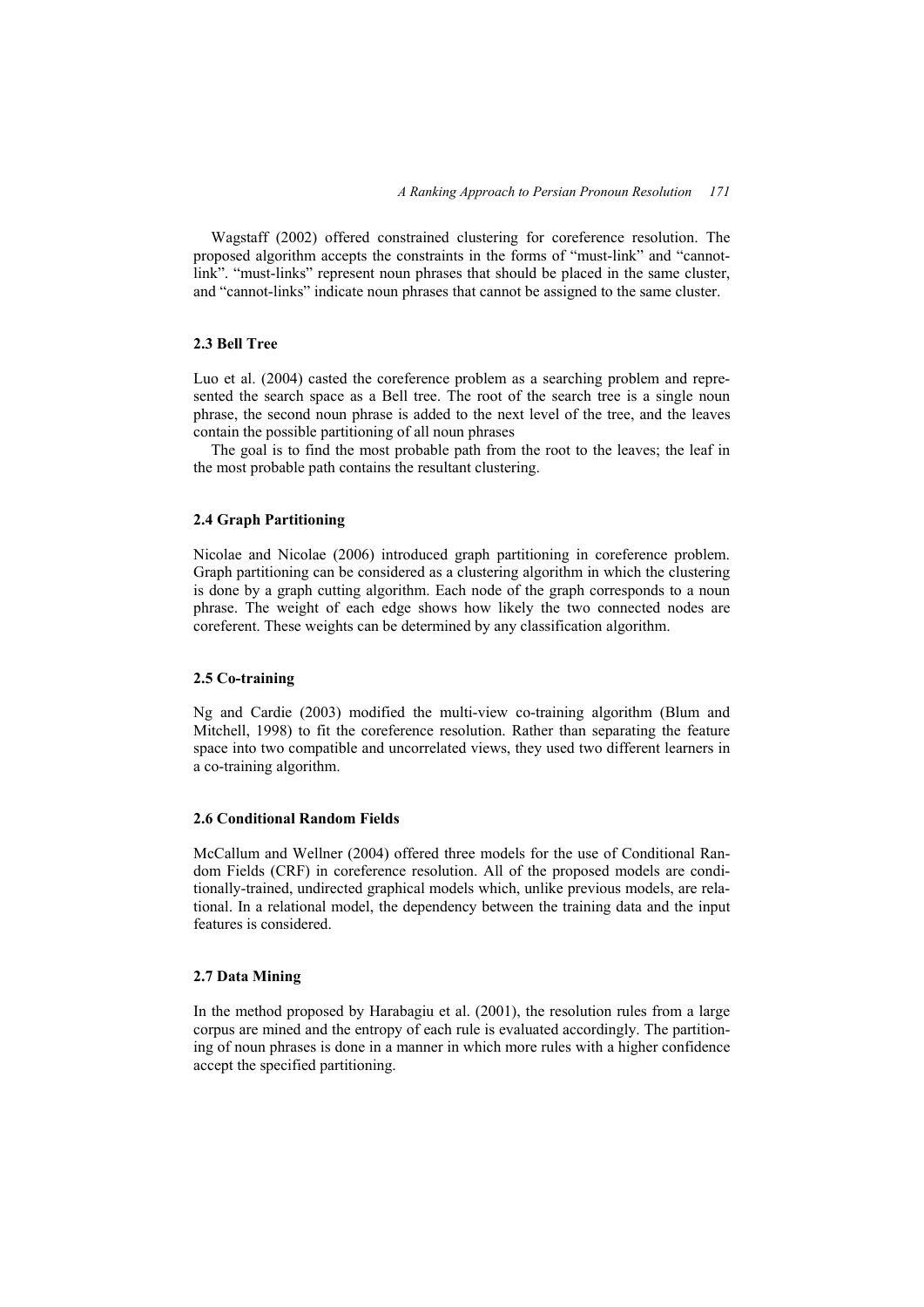Wagstaff (2002) offered constrained clustering for coreference resolution. The proposed algorithm accepts the constraints in the forms of “must-link” and “cannot-link”. “must-links” represent noun phrases that should be placed in the same cluster, and “cannot-links” indicate noun phrases that cannot be assigned to the same cluster.

### 2.3 Bell Tree

Luo et al. (2004) casted the coreference problem as a searching problem and represented the search space as a Bell tree. The root of the search tree is a single noun phrase, the second noun phrase is added to the next level of the tree, and the leaves contain the possible partitioning of all noun phrases

The goal is to find the most probable path from the root to the leaves; the leaf in the most probable path contains the resultant clustering.

### 2.4 Graph Partitioning

Nicolae and Nicolae (2006) introduced graph partitioning in coreference problem. Graph partitioning can be considered as a clustering algorithm in which the clustering is done by a graph cutting algorithm. Each node of the graph corresponds to a noun phrase. The weight of each edge shows how likely the two connected nodes are coreferent. These weights can be determined by any classification algorithm.

### 2.5 Co-training

Ng and Cardie (2003) modified the multi-view co-training algorithm (Blum and Mitchell, 1998) to fit the coreference resolution. Rather than separating the feature space into two compatible and uncorrelated views, they used two different learners in a co-training algorithm.

### 2.6 Conditional Random Fields

McCallum and Wellner (2004) offered three models for the use of Conditional Random Fields (CRF) in coreference resolution. All of the proposed models are conditionally-trained, undirected graphical models which, unlike previous models, are relational. In a relational model, the dependency between the training data and the input features is considered.

### 2.7 Data Mining

In the method proposed by Harabagiu et al. (2001), the resolution rules from a large corpus are mined and the entropy of each rule is evaluated accordingly. The partitioning of noun phrases is done in a manner in which more rules with a higher confidence accept the specified partitioning.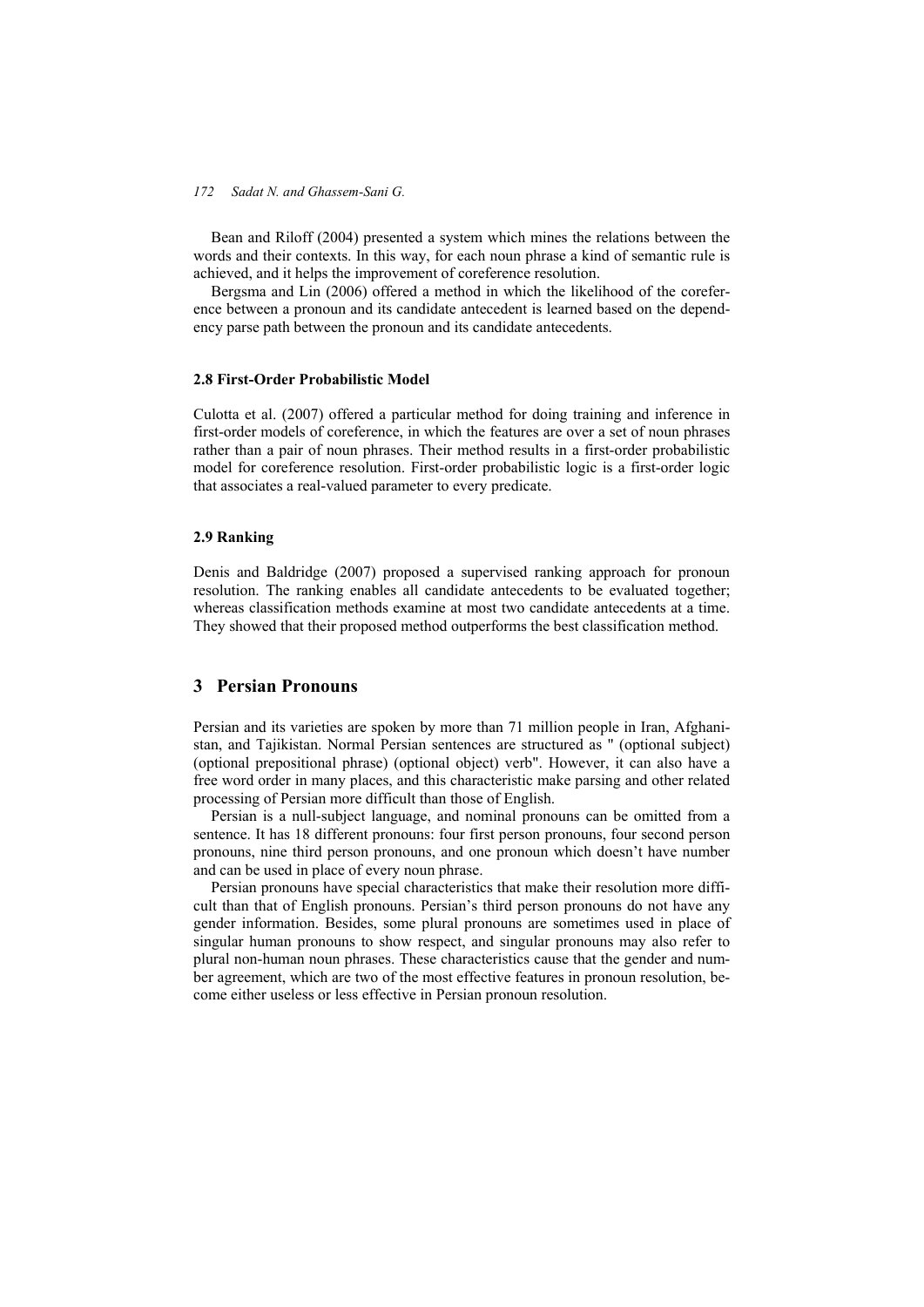Bean and Riloff (2004) presented a system which mines the relations between the words and their contexts. In this way, for each noun phrase a kind of semantic rule is achieved, and it helps the improvement of coreference resolution.

Bergsma and Lin (2006) offered a method in which the likelihood of the coreference between a pronoun and its candidate antecedent is learned based on the dependency parse path between the pronoun and its candidate antecedents.

### 2.8 First-Order Probabilistic Model

Culotta et al. (2007) offered a particular method for doing training and inference in first-order models of coreference, in which the features are over a set of noun phrases rather than a pair of noun phrases. Their method results in a first-order probabilistic model for coreference resolution. First-order probabilistic logic is a first-order logic that associates a real-valued parameter to every predicate.

### 2.9 Ranking

Denis and Baldridge (2007) proposed a supervised ranking approach for pronoun resolution. The ranking enables all candidate antecedents to be evaluated together; whereas classification methods examine at most two candidate antecedents at a time. They showed that their proposed method outperforms the best classification method.

## 3 Persian Pronouns

Persian and its varieties are spoken by more than 71 million people in Iran, Afghanistan, and Tajikistan. Normal Persian sentences are structured as " (optional subject) (optional prepositional phrase) (optional object) verb". However, it can also have a free word order in many places, and this characteristic make parsing and other related processing of Persian more difficult than those of English.

Persian is a null-subject language, and nominal pronouns can be omitted from a sentence. It has 18 different pronouns: four first person pronouns, four second person pronouns, nine third person pronouns, and one pronoun which doesn't have number and can be used in place of every noun phrase.

Persian pronouns have special characteristics that make their resolution more difficult than that of English pronouns. Persian's third person pronouns do not have any gender information. Besides, some plural pronouns are sometimes used in place of singular human pronouns to show respect, and singular pronouns may also refer to plural non-human noun phrases. These characteristics cause that the gender and number agreement, which are two of the most effective features in pronoun resolution, become either useless or less effective in Persian pronoun resolution.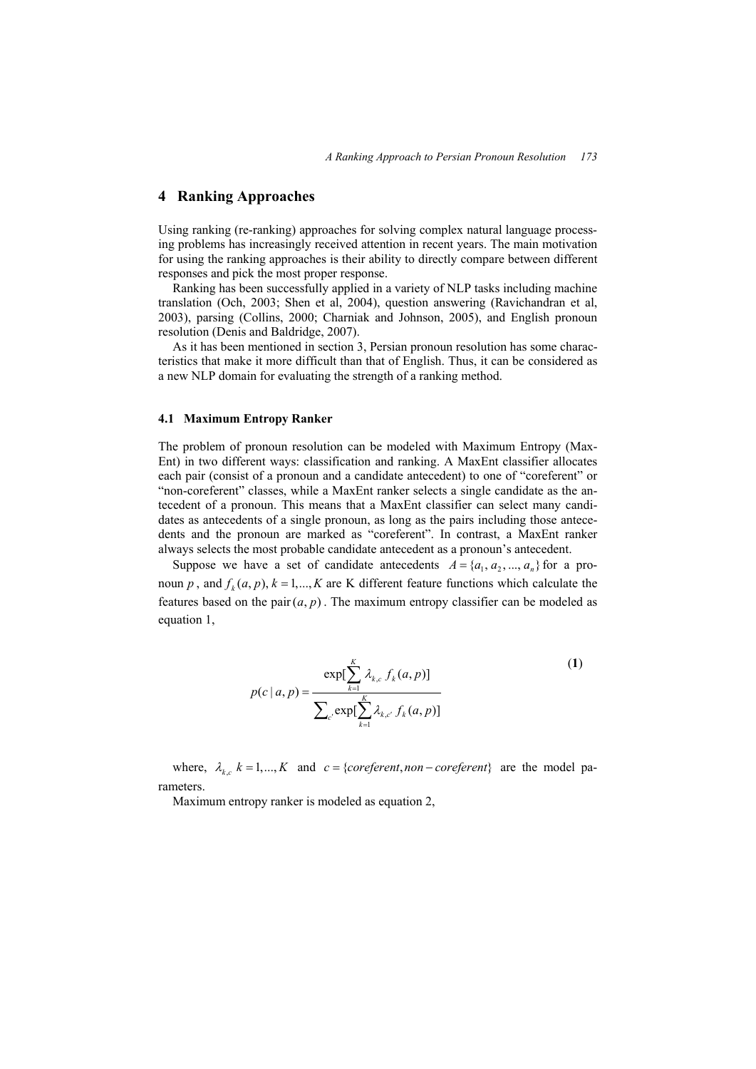## 4 Ranking Approaches

Using ranking (re-ranking) approaches for solving complex natural language processing problems has increasingly received attention in recent years. The main motivation for using the ranking approaches is their ability to directly compare between different responses and pick the most proper response.

Ranking has been successfully applied in a variety of NLP tasks including machine translation (Och, 2003; Shen et al, 2004), question answering (Ravichandran et al, 2003), parsing (Collins, 2000; Charniak and Johnson, 2005), and English pronoun resolution (Denis and Baldridge, 2007).

As it has been mentioned in section 3, Persian pronoun resolution has some characteristics that make it more difficult than that of English. Thus, it can be considered as a new NLP domain for evaluating the strength of a ranking method.

### 4.1 Maximum Entropy Ranker

The problem of pronoun resolution can be modeled with Maximum Entropy (MaxEnt) in two different ways: classification and ranking. A MaxEnt classifier allocates each pair (consist of a pronoun and a candidate antecedent) to one of "coreferent" or "non-coreferent" classes, while a MaxEnt ranker selects a single candidate as the antecedent of a pronoun. This means that a MaxEnt classifier can select many candidates as antecedents of a single pronoun, as long as the pairs including those antecedents and the pronoun are marked as "coreferent". In contrast, a MaxEnt ranker always selects the most probable candidate antecedent as a pronoun's antecedent.

Suppose we have a set of candidate antecedents $A = \{a_1, a_2, ..., a_n\}$ for a pronoun $p$, and $f_k(a, p), k = 1, ..., K$ are K different feature functions which calculate the features based on the pair $(a, p)$. The maximum entropy classifier can be modeled as equation 1,

$$p(c \mid a, p) = \frac{\exp[\sum_{k=1}^{K} \lambda_{k,c} \, f_k(a, p)]}{\sum_{c'} \exp[\sum_{k=1}^{K} \lambda_{k,c'} \, f_k(a, p)]} \tag{1}$$

where, $\lambda_{k,c}$ $k = 1, ..., K$ and $c = \{coreferent, non-coreferent\}$ are the model parameters.

Maximum entropy ranker is modeled as equation 2,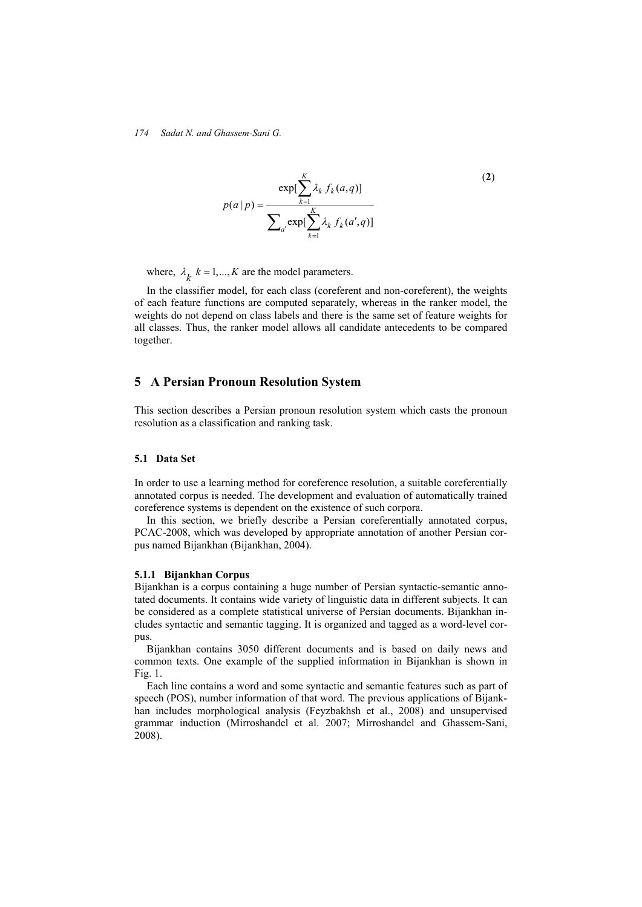$$p(a \mid p) = \frac{\exp[\sum_{k=1}^{K} \lambda_k f_k(a,q)]}{\sum_{a'} \exp[\sum_{k=1}^{K} \lambda_k f_k(a',q)]} \quad (2)$$

where, $\lambda_k$ $k = 1,...,K$ are the model parameters.

In the classifier model, for each class (coreferent and non-coreferent), the weights of each feature functions are computed separately, whereas in the ranker model, the weights do not depend on class labels and there is the same set of feature weights for all classes. Thus, the ranker model allows all candidate antecedents to be compared together.

## 5 A Persian Pronoun Resolution System

This section describes a Persian pronoun resolution system which casts the pronoun resolution as a classification and ranking task.

### 5.1 Data Set

In order to use a learning method for coreference resolution, a suitable coreferentially annotated corpus is needed. The development and evaluation of automatically trained coreference systems is dependent on the existence of such corpora.

In this section, we briefly describe a Persian coreferentially annotated corpus, PCAC-2008, which was developed by appropriate annotation of another Persian corpus named Bijankhan (Bijankhan, 2004).

#### 5.1.1 Bijankhan Corpus

Bijankhan is a corpus containing a huge number of Persian syntactic-semantic annotated documents. It contains wide variety of linguistic data in different subjects. It can be considered as a complete statistical universe of Persian documents. Bijankhan includes syntactic and semantic tagging. It is organized and tagged as a word-level corpus.

Bijankhan contains 3050 different documents and is based on daily news and common texts. One example of the supplied information in Bijankhan is shown in Fig. 1.

Each line contains a word and some syntactic and semantic features such as part of speech (POS), number information of that word. The previous applications of Bijankhan includes morphological analysis (Feyzbakhsh et al., 2008) and unsupervised grammar induction (Mirroshandel et al. 2007; Mirroshandel and Ghassem-Sani, 2008).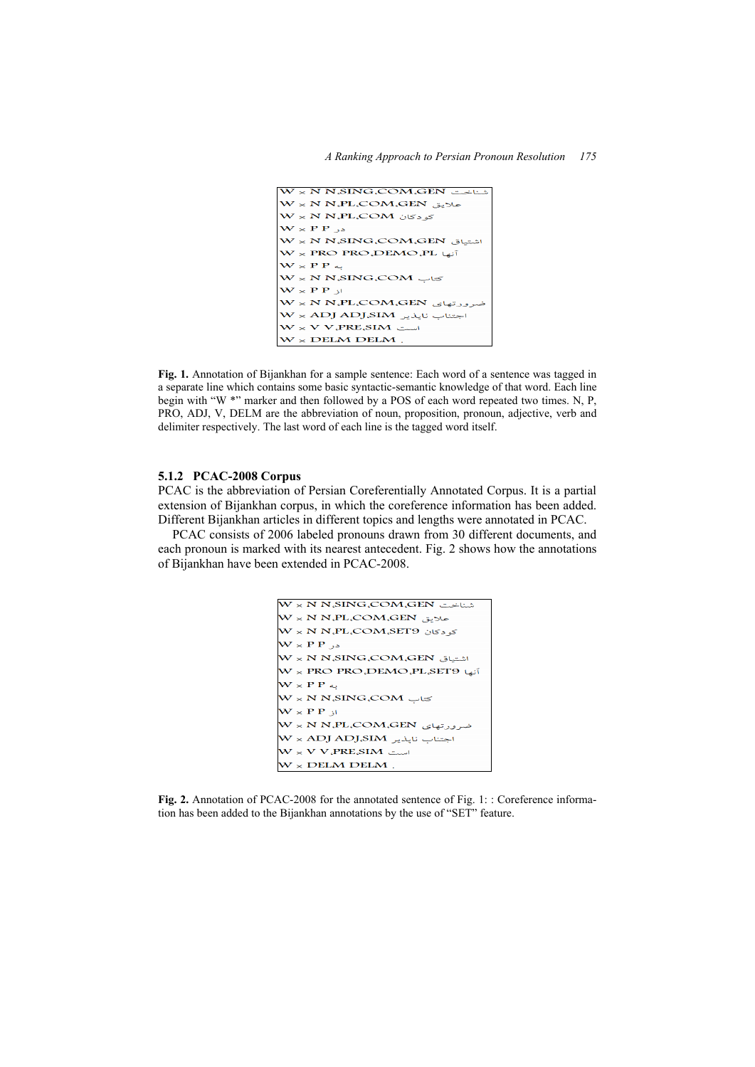```
W * N N,SING,COM,GEN شناخت
W * N N,PL,COM,GEN علایق
W * N N,PL,COM کودکان
W * P P در
W * N N,SING,COM,GEN اشتیاق
W * PRO PRO,DEMO,PL آنها
W * P P به
W * N N,SING,COM کتاب
W * P P از
W * N N,PL,COM,GEN ضرورتهای
W * ADJ ADJ,SIM اجتناب ناپذیر
W * V V,PRE,SIM است
W * DELM DELM .
```

**Fig. 1.** Annotation of Bijankhan for a sample sentence: Each word of a sentence was tagged in a separate line which contains some basic syntactic-semantic knowledge of that word. Each line begin with "W *" marker and then followed by a POS of each word repeated two times. N, P, PRO, ADJ, V, DELM are the abbreviation of noun, proposition, pronoun, adjective, verb and delimiter respectively. The last word of each line is the tagged word itself.

### 5.1.2 PCAC-2008 Corpus

PCAC is the abbreviation of Persian Coreferentially Annotated Corpus. It is a partial extension of Bijankhan corpus, in which the coreference information has been added. Different Bijankhan articles in different topics and lengths were annotated in PCAC.

PCAC consists of 2006 labeled pronouns drawn from 30 different documents, and each pronoun is marked with its nearest antecedent. Fig. 2 shows how the annotations of Bijankhan have been extended in PCAC-2008.

```
W * N N,SING,COM,GEN شناخت
W * N N,PL,COM,GEN علایق
W * N N,PL,COM,SET9 کودکان
W * P P در
W * N N,SING,COM,GEN اشتیاق
W * PRO PRO,DEMO,PL,SET9 آنها
W * P P به
W * N N,SING,COM کتاب
W * P P از
W * N N,PL,COM,GEN ضرورتهای
W * ADJ ADJ,SIM اجتناب ناپذیر
W * V V,PRE,SIM است
W * DELM DELM .
```

**Fig. 2.** Annotation of PCAC-2008 for the annotated sentence of Fig. 1: : Coreference information has been added to the Bijankhan annotations by the use of "SET" feature.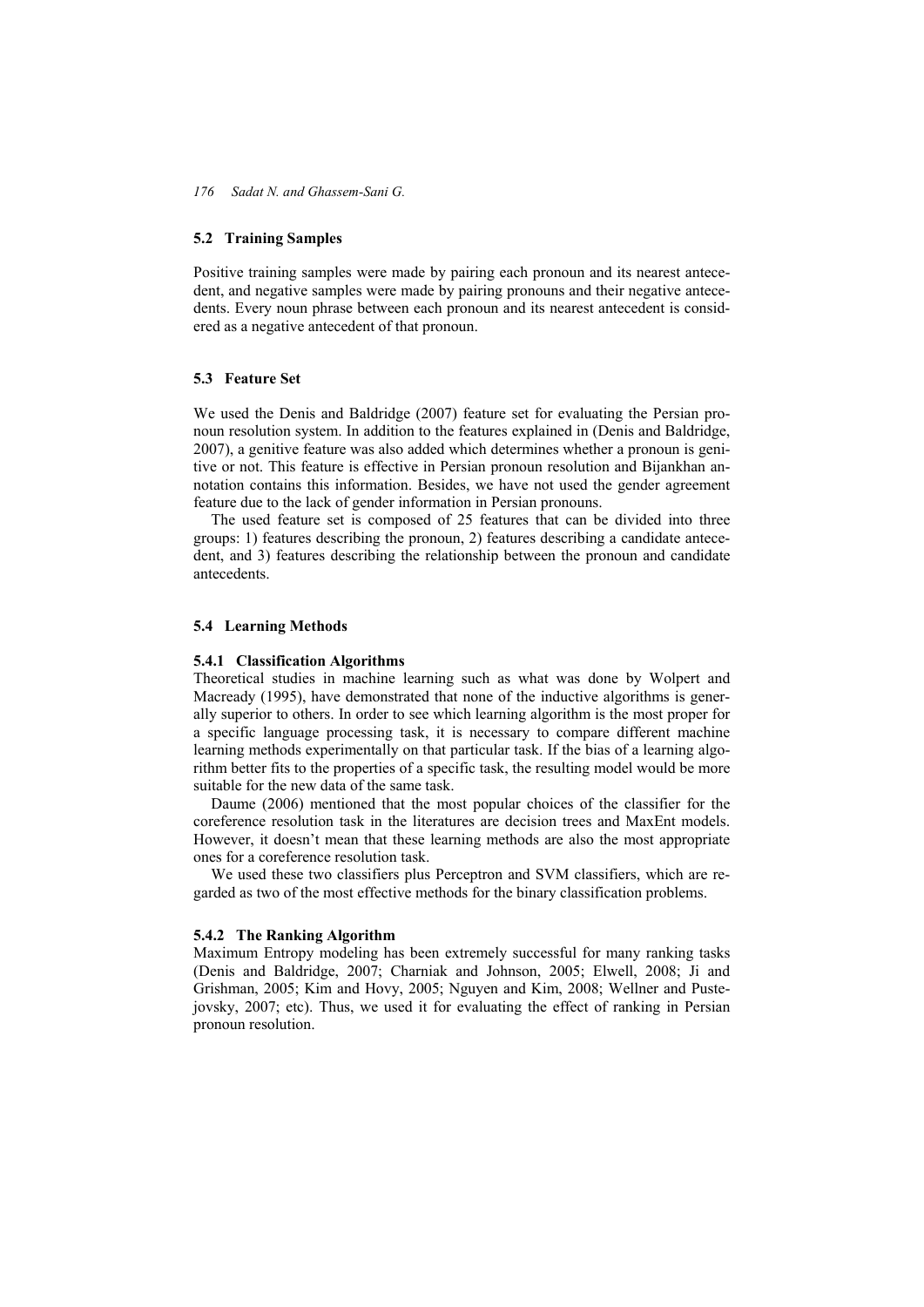### 5.2 Training Samples

Positive training samples were made by pairing each pronoun and its nearest antecedent, and negative samples were made by pairing pronouns and their negative antecedents. Every noun phrase between each pronoun and its nearest antecedent is considered as a negative antecedent of that pronoun.

### 5.3 Feature Set

We used the Denis and Baldridge (2007) feature set for evaluating the Persian pronoun resolution system. In addition to the features explained in (Denis and Baldridge, 2007), a genitive feature was also added which determines whether a pronoun is genitive or not. This feature is effective in Persian pronoun resolution and Bijankhan annotation contains this information. Besides, we have not used the gender agreement feature due to the lack of gender information in Persian pronouns.

The used feature set is composed of 25 features that can be divided into three groups: 1) features describing the pronoun, 2) features describing a candidate antecedent, and 3) features describing the relationship between the pronoun and candidate antecedents.

### 5.4 Learning Methods

#### 5.4.1 Classification Algorithms

Theoretical studies in machine learning such as what was done by Wolpert and Macready (1995), have demonstrated that none of the inductive algorithms is generally superior to others. In order to see which learning algorithm is the most proper for a specific language processing task, it is necessary to compare different machine learning methods experimentally on that particular task. If the bias of a learning algorithm better fits to the properties of a specific task, the resulting model would be more suitable for the new data of the same task.

Daume (2006) mentioned that the most popular choices of the classifier for the coreference resolution task in the literatures are decision trees and MaxEnt models. However, it doesn't mean that these learning methods are also the most appropriate ones for a coreference resolution task.

We used these two classifiers plus Perceptron and SVM classifiers, which are regarded as two of the most effective methods for the binary classification problems.

#### 5.4.2 The Ranking Algorithm

Maximum Entropy modeling has been extremely successful for many ranking tasks (Denis and Baldridge, 2007; Charniak and Johnson, 2005; Elwell, 2008; Ji and Grishman, 2005; Kim and Hovy, 2005; Nguyen and Kim, 2008; Wellner and Pustejovsky, 2007; etc). Thus, we used it for evaluating the effect of ranking in Persian pronoun resolution.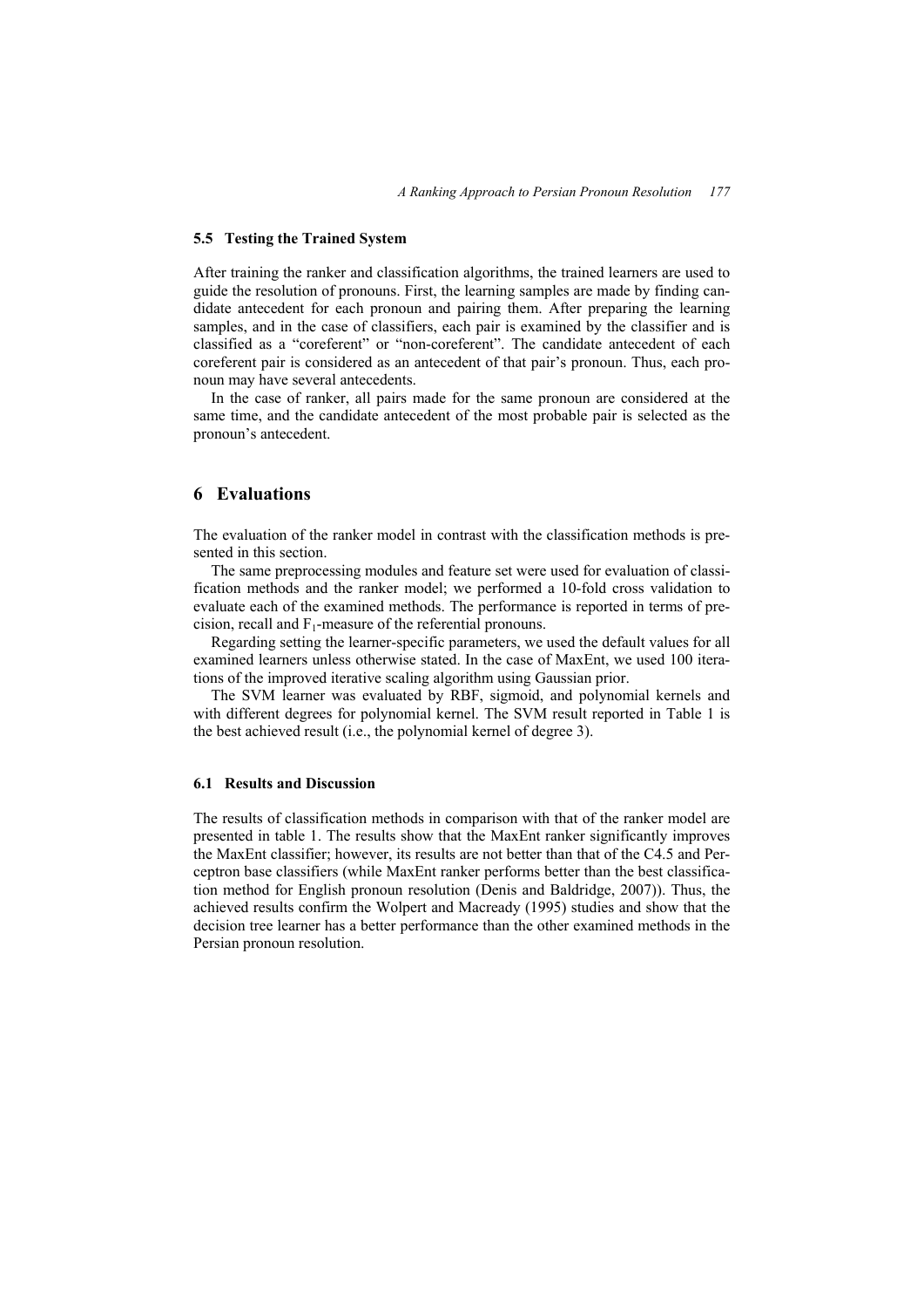### 5.5 Testing the Trained System

After training the ranker and classification algorithms, the trained learners are used to guide the resolution of pronouns. First, the learning samples are made by finding candidate antecedent for each pronoun and pairing them. After preparing the learning samples, and in the case of classifiers, each pair is examined by the classifier and is classified as a "coreferent" or "non-coreferent". The candidate antecedent of each coreferent pair is considered as an antecedent of that pair's pronoun. Thus, each pronoun may have several antecedents.

In the case of ranker, all pairs made for the same pronoun are considered at the same time, and the candidate antecedent of the most probable pair is selected as the pronoun's antecedent.

## 6 Evaluations

The evaluation of the ranker model in contrast with the classification methods is presented in this section.

The same preprocessing modules and feature set were used for evaluation of classification methods and the ranker model; we performed a 10-fold cross validation to evaluate each of the examined methods. The performance is reported in terms of precision, recall and $F_1$-measure of the referential pronouns.

Regarding setting the learner-specific parameters, we used the default values for all examined learners unless otherwise stated. In the case of MaxEnt, we used 100 iterations of the improved iterative scaling algorithm using Gaussian prior.

The SVM learner was evaluated by RBF, sigmoid, and polynomial kernels and with different degrees for polynomial kernel. The SVM result reported in Table 1 is the best achieved result (i.e., the polynomial kernel of degree 3).

### 6.1 Results and Discussion

The results of classification methods in comparison with that of the ranker model are presented in table 1. The results show that the MaxEnt ranker significantly improves the MaxEnt classifier; however, its results are not better than that of the C4.5 and Perceptron base classifiers (while MaxEnt ranker performs better than the best classification method for English pronoun resolution (Denis and Baldridge, 2007)). Thus, the achieved results confirm the Wolpert and Macready (1995) studies and show that the decision tree learner has a better performance than the other examined methods in the Persian pronoun resolution.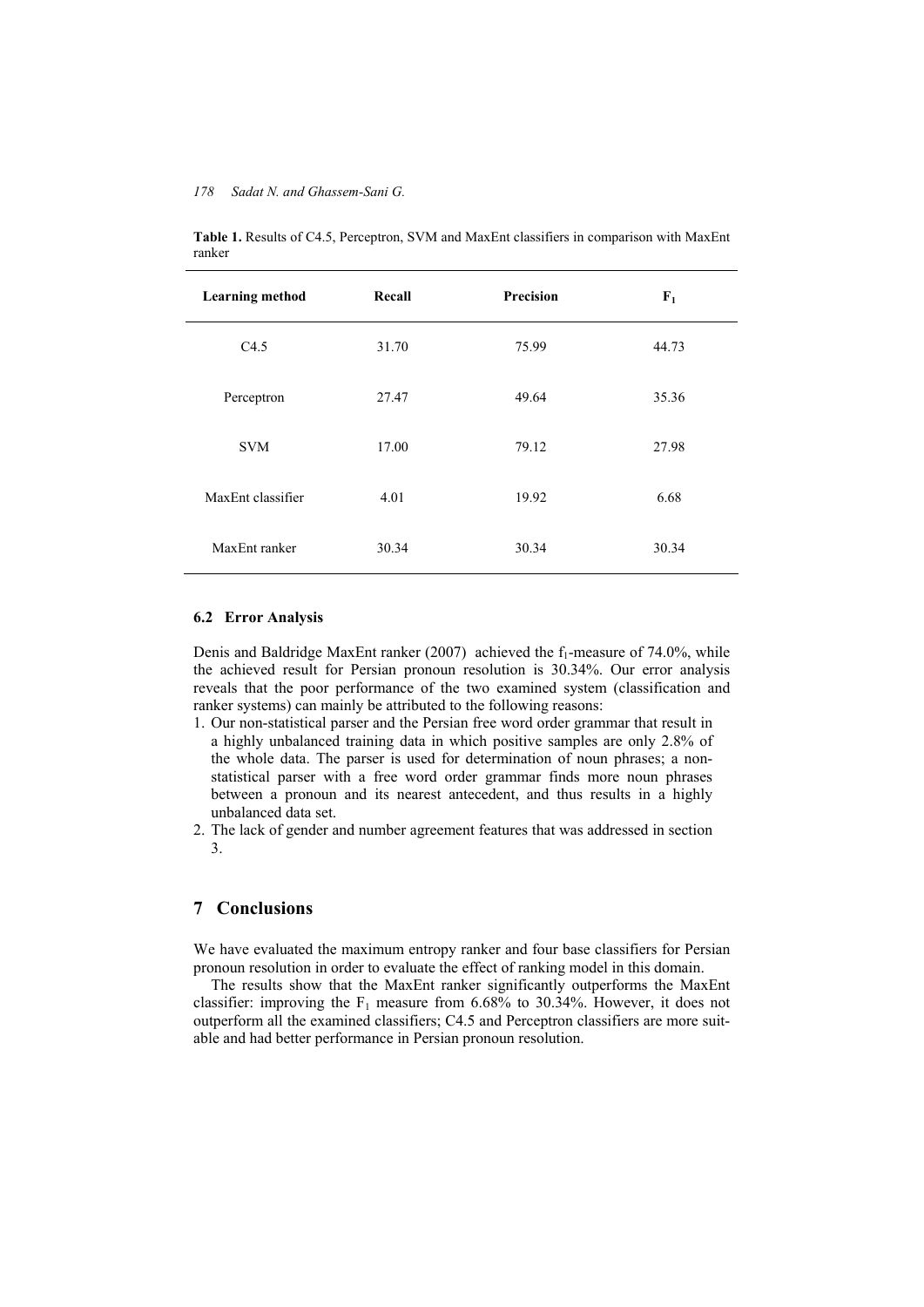**Table 1.** Results of C4.5, Perceptron, SVM and MaxEnt classifiers in comparison with MaxEnt ranker

| Learning method | Recall | Precision | $F_1$ |
|---|---|---|---|
| C4.5 | 31.70 | 75.99 | 44.73 |
| Perceptron | 27.47 | 49.64 | 35.36 |
| SVM | 17.00 | 79.12 | 27.98 |
| MaxEnt classifier | 4.01 | 19.92 | 6.68 |
| MaxEnt ranker | 30.34 | 30.34 | 30.34 |

### 6.2 Error Analysis

Denis and Baldridge MaxEnt ranker (2007) achieved the $f_1$-measure of 74.0%, while the achieved result for Persian pronoun resolution is 30.34%. Our error analysis reveals that the poor performance of the two examined system (classification and ranker systems) can mainly be attributed to the following reasons:

1. Our non-statistical parser and the Persian free word order grammar that result in a highly unbalanced training data in which positive samples are only 2.8% of the whole data. The parser is used for determination of noun phrases; a non-statistical parser with a free word order grammar finds more noun phrases between a pronoun and its nearest antecedent, and thus results in a highly unbalanced data set.
2. The lack of gender and number agreement features that was addressed in section 3.

## 7 Conclusions

We have evaluated the maximum entropy ranker and four base classifiers for Persian pronoun resolution in order to evaluate the effect of ranking model in this domain.

The results show that the MaxEnt ranker significantly outperforms the MaxEnt classifier: improving the $F_1$ measure from 6.68% to 30.34%. However, it does not outperform all the examined classifiers; C4.5 and Perceptron classifiers are more suitable and had better performance in Persian pronoun resolution.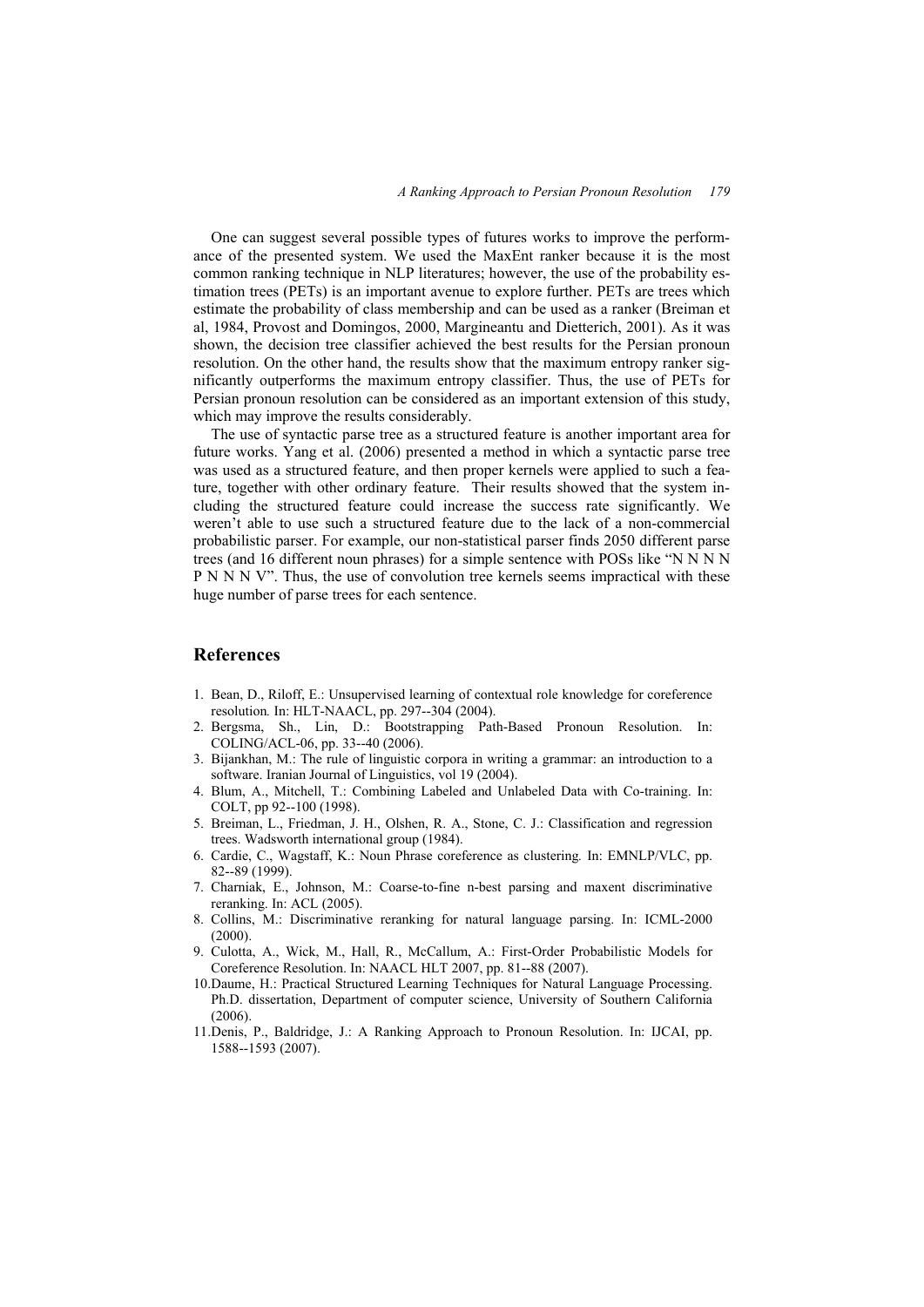One can suggest several possible types of futures works to improve the performance of the presented system. We used the MaxEnt ranker because it is the most common ranking technique in NLP literatures; however, the use of the probability estimation trees (PETs) is an important avenue to explore further. PETs are trees which estimate the probability of class membership and can be used as a ranker (Breiman et al, 1984, Provost and Domingos, 2000, Margineantu and Dietterich, 2001). As it was shown, the decision tree classifier achieved the best results for the Persian pronoun resolution. On the other hand, the results show that the maximum entropy ranker significantly outperforms the maximum entropy classifier. Thus, the use of PETs for Persian pronoun resolution can be considered as an important extension of this study, which may improve the results considerably.

The use of syntactic parse tree as a structured feature is another important area for future works. Yang et al. (2006) presented a method in which a syntactic parse tree was used as a structured feature, and then proper kernels were applied to such a feature, together with other ordinary feature. Their results showed that the system including the structured feature could increase the success rate significantly. We weren't able to use such a structured feature due to the lack of a non-commercial probabilistic parser. For example, our non-statistical parser finds 2050 different parse trees (and 16 different noun phrases) for a simple sentence with POSs like "N N N N P N N N V". Thus, the use of convolution tree kernels seems impractical with these huge number of parse trees for each sentence.

## References

1. Bean, D., Riloff, E.: Unsupervised learning of contextual role knowledge for coreference resolution. In: HLT-NAACL, pp. 297--304 (2004).
2. Bergsma, Sh., Lin, D.: Bootstrapping Path-Based Pronoun Resolution. In: COLING/ACL-06, pp. 33--40 (2006).
3. Bijankhan, M.: The rule of linguistic corpora in writing a grammar: an introduction to a software. Iranian Journal of Linguistics, vol 19 (2004).
4. Blum, A., Mitchell, T.: Combining Labeled and Unlabeled Data with Co-training. In: COLT, pp 92--100 (1998).
5. Breiman, L., Friedman, J. H., Olshen, R. A., Stone, C. J.: Classification and regression trees. Wadsworth international group (1984).
6. Cardie, C., Wagstaff, K.: Noun Phrase coreference as clustering. In: EMNLP/VLC, pp. 82--89 (1999).
7. Charniak, E., Johnson, M.: Coarse-to-fine n-best parsing and maxent discriminative reranking. In: ACL (2005).
8. Collins, M.: Discriminative reranking for natural language parsing. In: ICML-2000 (2000).
9. Culotta, A., Wick, M., Hall, R., McCallum, A.: First-Order Probabilistic Models for Coreference Resolution. In: NAACL HLT 2007, pp. 81--88 (2007).
10. Daume, H.: Practical Structured Learning Techniques for Natural Language Processing. Ph.D. dissertation, Department of computer science, University of Southern California (2006).
11. Denis, P., Baldridge, J.: A Ranking Approach to Pronoun Resolution. In: IJCAI, pp. 1588--1593 (2007).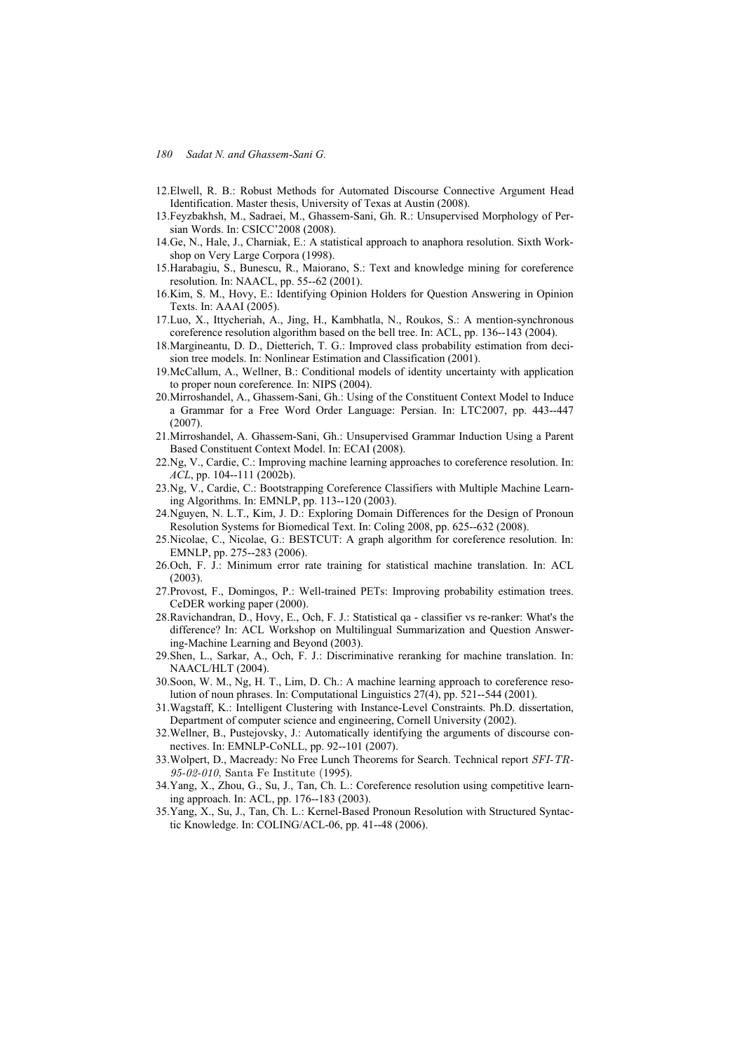12. Elwell, R. B.: Robust Methods for Automated Discourse Connective Argument Head Identification. Master thesis, University of Texas at Austin (2008).
13. Feyzbakhsh, M., Sadraei, M., Ghassem-Sani, Gh. R.: Unsupervised Morphology of Persian Words. In: CSICC'2008 (2008).
14. Ge, N., Hale, J., Charniak, E.: A statistical approach to anaphora resolution. Sixth Workshop on Very Large Corpora (1998).
15. Harabagiu, S., Bunescu, R., Maiorano, S.: Text and knowledge mining for coreference resolution. In: NAACL, pp. 55--62 (2001).
16. Kim, S. M., Hovy, E.: Identifying Opinion Holders for Question Answering in Opinion Texts. In: AAAI (2005).
17. Luo, X., Ittycheriah, A., Jing, H., Kambhatla, N., Roukos, S.: A mention-synchronous coreference resolution algorithm based on the bell tree. In: ACL, pp. 136--143 (2004).
18. Margineantu, D. D., Dietterich, T. G.: Improved class probability estimation from decision tree models. In: Nonlinear Estimation and Classification (2001).
19. McCallum, A., Wellner, B.: Conditional models of identity uncertainty with application to proper noun coreference. In: NIPS (2004).
20. Mirroshandel, A., Ghassem-Sani, Gh.: Using of the Constituent Context Model to Induce a Grammar for a Free Word Order Language: Persian. In: LTC2007, pp. 443--447 (2007).
21. Mirroshandel, A. Ghassem-Sani, Gh.: Unsupervised Grammar Induction Using a Parent Based Constituent Context Model. In: ECAI (2008).
22. Ng, V., Cardie, C.: Improving machine learning approaches to coreference resolution. In: *ACL*, pp. 104--111 (2002b).
23. Ng, V., Cardie, C.: Bootstrapping Coreference Classifiers with Multiple Machine Learning Algorithms. In: EMNLP, pp. 113--120 (2003).
24. Nguyen, N. L.T., Kim, J. D.: Exploring Domain Differences for the Design of Pronoun Resolution Systems for Biomedical Text. In: Coling 2008, pp. 625--632 (2008).
25. Nicolae, C., Nicolae, G.: BESTCUT: A graph algorithm for coreference resolution. In: EMNLP, pp. 275--283 (2006).
26. Och, F. J.: Minimum error rate training for statistical machine translation. In: ACL (2003).
27. Provost, F., Domingos, P.: Well-trained PETs: Improving probability estimation trees. CeDER working paper (2000).
28. Ravichandran, D., Hovy, E., Och, F. J.: Statistical qa - classifier vs re-ranker: What's the difference? In: ACL Workshop on Multilingual Summarization and Question Answering-Machine Learning and Beyond (2003).
29. Shen, L., Sarkar, A., Och, F. J.: Discriminative reranking for machine translation. In: NAACL/HLT (2004).
30. Soon, W. M., Ng, H. T., Lim, D. Ch.: A machine learning approach to coreference resolution of noun phrases. In: Computational Linguistics 27(4), pp. 521--544 (2001).
31. Wagstaff, K.: Intelligent Clustering with Instance-Level Constraints. Ph.D. dissertation, Department of computer science and engineering, Cornell University (2002).
32. Wellner, B., Pustejovsky, J.: Automatically identifying the arguments of discourse connectives. In: EMNLP-CoNLL, pp. 92--101 (2007).
33. Wolpert, D., Macready: No Free Lunch Theorems for Search. Technical report *SFI-TR-95-02-010*, Santa Fe Institute (1995).
34. Yang, X., Zhou, G., Su, J., Tan, Ch. L.: Coreference resolution using competitive learning approach. In: ACL, pp. 176--183 (2003).
35. Yang, X., Su, J., Tan, Ch. L.: Kernel-Based Pronoun Resolution with Structured Syntactic Knowledge. In: COLING/ACL-06, pp. 41--48 (2006).